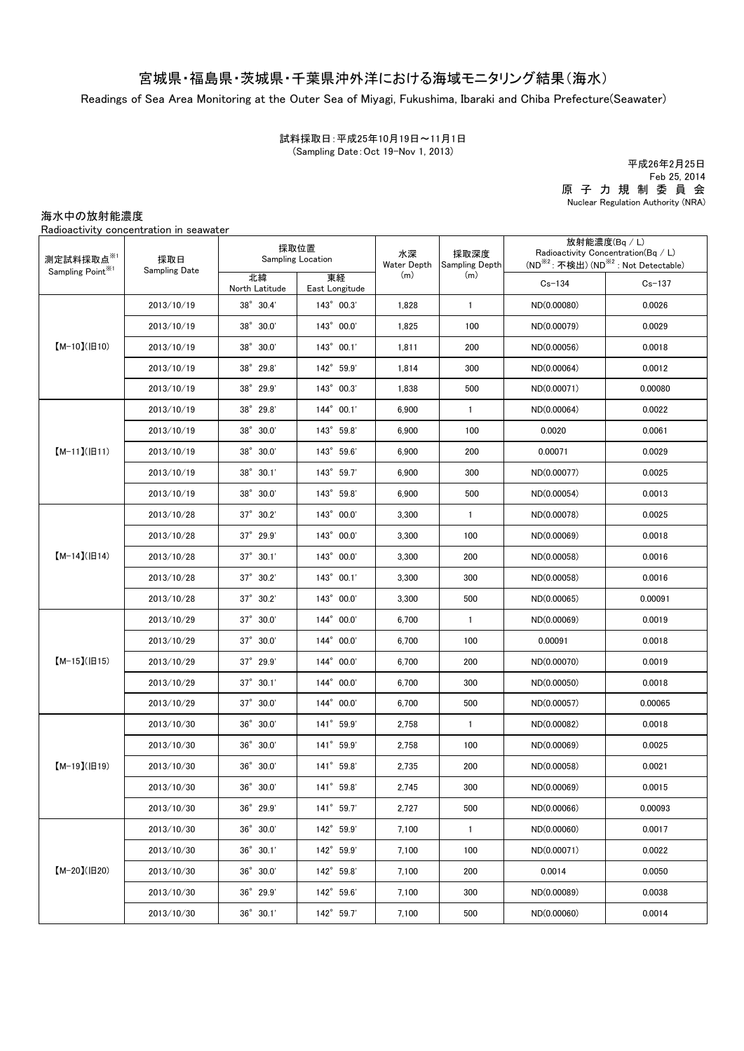# 宮城県・福島県・茨城県・千葉県沖外洋における海域モニタリング結果（海水）

Readings of Sea Area Monitoring at the Outer Sea of Miyagi, Fukushima, Ibaraki and Chiba Prefecture(Seawater)

試料採取日：平成25年10月19日～11月1日
(Sampling Date：Oct 19-Nov 1, 2013)

平成26年2月25日
Feb 25, 2014
原 子 力 規 制 委 員 会
Nuclear Regulation Authority (NRA)

## 海水中の放射能濃度

Radioactivity concentration in seawater

| 測定試料採取点※1 Sampling Point※1 | 採取日 Sampling Date | 採取位置 Sampling Location | | 水深 Water Depth (m) | 採取深度 Sampling Depth (m) | 放射能濃度(Bq / L) Radioactivity Concentration(Bq / L) (ND※2：不検出) (ND※2：Not Detectable) | |
|---|---|---|---|---|---|---|---|
| | | 北緯 North Latitude | 東経 East Longitude | | | Cs-134 | Cs-137 |
| 【M-10】(旧10) | 2013/10/19 | 38° 30.4' | 143° 00.3' | 1,828 | 1 | ND(0.00080) | 0.0026 |
| | 2013/10/19 | 38° 30.0' | 143° 00.0' | 1,825 | 100 | ND(0.00079) | 0.0029 |
| | 2013/10/19 | 38° 30.0' | 143° 00.1' | 1,811 | 200 | ND(0.00056) | 0.0018 |
| | 2013/10/19 | 38° 29.8' | 142° 59.9' | 1,814 | 300 | ND(0.00064) | 0.0012 |
| | 2013/10/19 | 38° 29.9' | 143° 00.3' | 1,838 | 500 | ND(0.00071) | 0.00080 |
| 【M-11】(旧11) | 2013/10/19 | 38° 29.8' | 144° 00.1' | 6,900 | 1 | ND(0.00064) | 0.0022 |
| | 2013/10/19 | 38° 30.0' | 143° 59.8' | 6,900 | 100 | 0.0020 | 0.0061 |
| | 2013/10/19 | 38° 30.0' | 143° 59.6' | 6,900 | 200 | 0.00071 | 0.0029 |
| | 2013/10/19 | 38° 30.1' | 143° 59.7' | 6,900 | 300 | ND(0.00077) | 0.0025 |
| | 2013/10/19 | 38° 30.0' | 143° 59.8' | 6,900 | 500 | ND(0.00054) | 0.0013 |
| 【M-14】(旧14) | 2013/10/28 | 37° 30.2' | 143° 00.0' | 3,300 | 1 | ND(0.00078) | 0.0025 |
| | 2013/10/28 | 37° 29.9' | 143° 00.0' | 3,300 | 100 | ND(0.00069) | 0.0018 |
| | 2013/10/28 | 37° 30.1' | 143° 00.0' | 3,300 | 200 | ND(0.00058) | 0.0016 |
| | 2013/10/28 | 37° 30.2' | 143° 00.1' | 3,300 | 300 | ND(0.00058) | 0.0016 |
| | 2013/10/28 | 37° 30.2' | 143° 00.0' | 3,300 | 500 | ND(0.00065) | 0.00091 |
| 【M-15】(旧15) | 2013/10/29 | 37° 30.0' | 144° 00.0' | 6,700 | 1 | ND(0.00069) | 0.0019 |
| | 2013/10/29 | 37° 30.0' | 144° 00.0' | 6,700 | 100 | 0.00091 | 0.0018 |
| | 2013/10/29 | 37° 29.9' | 144° 00.0' | 6,700 | 200 | ND(0.00070) | 0.0019 |
| | 2013/10/29 | 37° 30.1' | 144° 00.0' | 6,700 | 300 | ND(0.00050) | 0.0018 |
| | 2013/10/29 | 37° 30.0' | 144° 00.0' | 6,700 | 500 | ND(0.00057) | 0.00065 |
| 【M-19】(旧19) | 2013/10/30 | 36° 30.0' | 141° 59.9' | 2,758 | 1 | ND(0.00082) | 0.0018 |
| | 2013/10/30 | 36° 30.0' | 141° 59.9' | 2,758 | 100 | ND(0.00069) | 0.0025 |
| | 2013/10/30 | 36° 30.0' | 141° 59.8' | 2,735 | 200 | ND(0.00058) | 0.0021 |
| | 2013/10/30 | 36° 30.0' | 141° 59.8' | 2,745 | 300 | ND(0.00069) | 0.0015 |
| | 2013/10/30 | 36° 29.9' | 141° 59.7' | 2,727 | 500 | ND(0.00066) | 0.00093 |
| 【M-20】(旧20) | 2013/10/30 | 36° 30.0' | 142° 59.9' | 7,100 | 1 | ND(0.00060) | 0.0017 |
| | 2013/10/30 | 36° 30.1' | 142° 59.9' | 7,100 | 100 | ND(0.00071) | 0.0022 |
| | 2013/10/30 | 36° 30.0' | 142° 59.8' | 7,100 | 200 | 0.0014 | 0.0050 |
| | 2013/10/30 | 36° 29.9' | 142° 59.6' | 7,100 | 300 | ND(0.00089) | 0.0038 |
| | 2013/10/30 | 36° 30.1' | 142° 59.7' | 7,100 | 500 | ND(0.00060) | 0.0014 |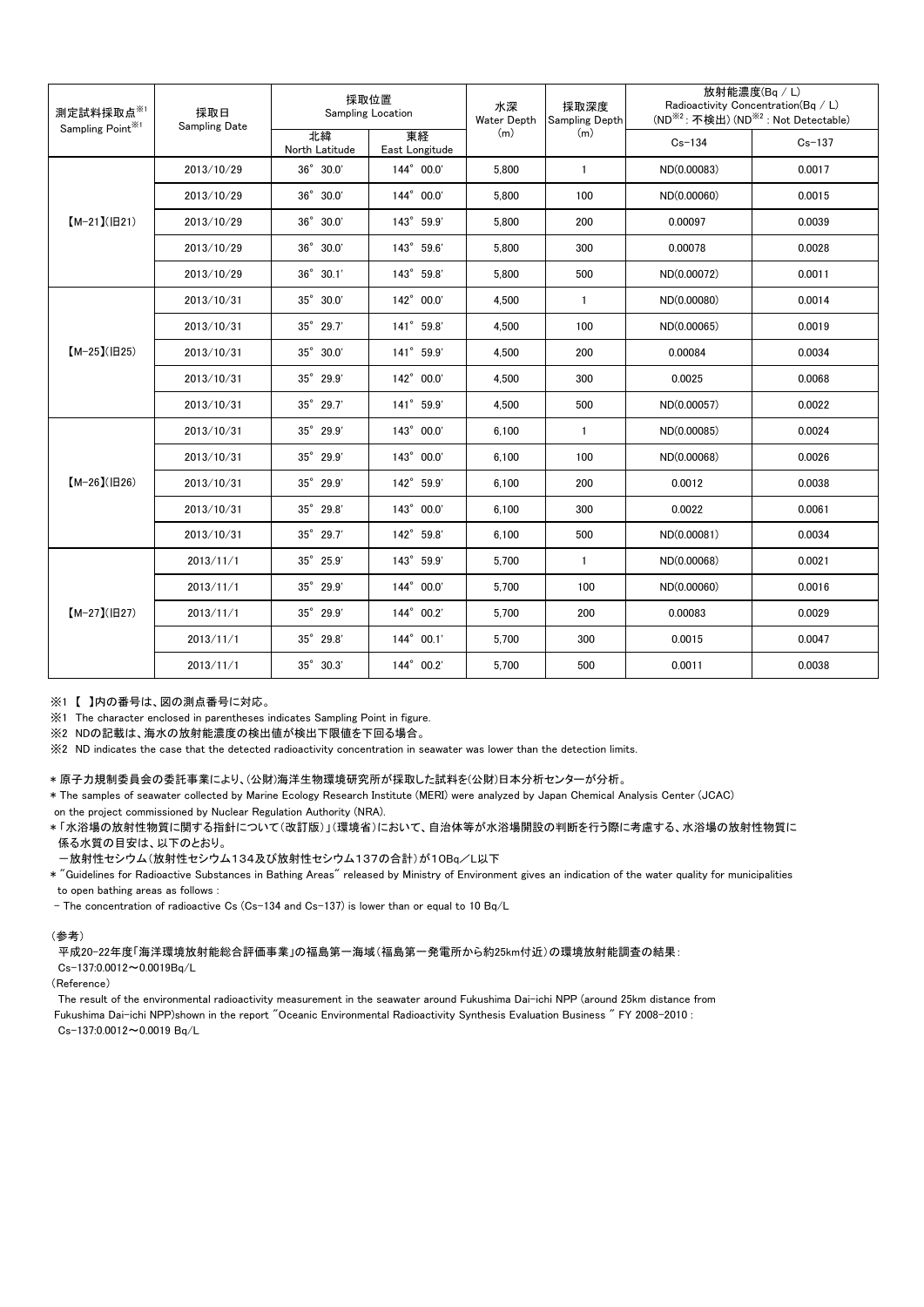| 測定試料採取点※1 Sampling Point※1 | 採取日 Sampling Date | 採取位置 Sampling Location | | 水深 Water Depth (m) | 採取深度 Sampling Depth (m) | 放射能濃度(Bq / L) Radioactivity Concentration(Bq / L) (ND※2：不検出) (ND※2 : Not Detectable) | |
|---|---|---|---|---|---|---|---|
| | | 北緯 North Latitude | 東経 East Longitude | | | Cs-134 | Cs-137 |
| 【M-21】(旧21) | 2013/10/29 | 36° 30.0' | 144° 00.0' | 5,800 | 1 | ND(0.00083) | 0.0017 |
| | 2013/10/29 | 36° 30.0' | 144° 00.0' | 5,800 | 100 | ND(0.00060) | 0.0015 |
| | 2013/10/29 | 36° 30.0' | 143° 59.9' | 5,800 | 200 | 0.00097 | 0.0039 |
| | 2013/10/29 | 36° 30.0' | 143° 59.6' | 5,800 | 300 | 0.00078 | 0.0028 |
| | 2013/10/29 | 36° 30.1' | 143° 59.8' | 5,800 | 500 | ND(0.00072) | 0.0011 |
| 【M-25】(旧25) | 2013/10/31 | 35° 30.0' | 142° 00.0' | 4,500 | 1 | ND(0.00080) | 0.0014 |
| | 2013/10/31 | 35° 29.7' | 141° 59.8' | 4,500 | 100 | ND(0.00065) | 0.0019 |
| | 2013/10/31 | 35° 30.0' | 141° 59.9' | 4,500 | 200 | 0.00084 | 0.0034 |
| | 2013/10/31 | 35° 29.9' | 142° 00.0' | 4,500 | 300 | 0.0025 | 0.0068 |
| | 2013/10/31 | 35° 29.7' | 141° 59.9' | 4,500 | 500 | ND(0.00057) | 0.0022 |
| 【M-26】(旧26) | 2013/10/31 | 35° 29.9' | 143° 00.0' | 6,100 | 1 | ND(0.00085) | 0.0024 |
| | 2013/10/31 | 35° 29.9' | 143° 00.0' | 6,100 | 100 | ND(0.00068) | 0.0026 |
| | 2013/10/31 | 35° 29.9' | 142° 59.9' | 6,100 | 200 | 0.0012 | 0.0038 |
| | 2013/10/31 | 35° 29.8' | 143° 00.0' | 6,100 | 300 | 0.0022 | 0.0061 |
| | 2013/10/31 | 35° 29.7' | 142° 59.8' | 6,100 | 500 | ND(0.00081) | 0.0034 |
| 【M-27】(旧27) | 2013/11/1 | 35° 25.9' | 143° 59.9' | 5,700 | 1 | ND(0.00068) | 0.0021 |
| | 2013/11/1 | 35° 29.9' | 144° 00.0' | 5,700 | 100 | ND(0.00060) | 0.0016 |
| | 2013/11/1 | 35° 29.9' | 144° 00.2' | 5,700 | 200 | 0.00083 | 0.0029 |
| | 2013/11/1 | 35° 29.8' | 144° 00.1' | 5,700 | 300 | 0.0015 | 0.0047 |
| | 2013/11/1 | 35° 30.3' | 144° 00.2' | 5,700 | 500 | 0.0011 | 0.0038 |

※1 【 】内の番号は、図の測点番号に対応。

※1 The character enclosed in parentheses indicates Sampling Point in figure.

※2 NDの記載は、海水の放射能濃度の検出値が検出下限値を下回る場合。

※2 ND indicates the case that the detected radioactivity concentration in seawater was lower than the detection limits.

＊原子力規制委員会の委託事業により、(公財)海洋生物環境研究所が採取した試料を(公財)日本分析センターが分析。

＊The samples of seawater collected by Marine Ecology Research Institute (MERI) were analyzed by Japan Chemical Analysis Center (JCAC) on the project commissioned by Nuclear Regulation Authority (NRA).

＊「水浴場の放射性物質に関する指針について(改訂版)」(環境省)において、自治体等が水浴場開設の判断を行う際に考慮する、水浴場の放射性物質に係る水質の目安は、以下のとおり。

－放射性セシウム(放射性セシウム134及び放射性セシウム137の合計)が10Bq／L以下

＊"Guidelines for Radioactive Substances in Bathing Areas" released by Ministry of Environment gives an indication of the water quality for municipalities to open bathing areas as follows :

- The concentration of radioactive Cs (Cs-134 and Cs-137) is lower than or equal to 10 Bq/L

(参考)

平成20-22年度「海洋環境放射能総合評価事業」の福島第一海域(福島第一発電所から約25km付近)の環境放射能調査の結果：

Cs-137:0.0012～0.0019Bq/L

(Reference)

The result of the environmental radioactivity measurement in the seawater around Fukushima Dai-ichi NPP (around 25km distance from Fukushima Dai-ichi NPP)shown in the report "Oceanic Environmental Radioactivity Synthesis Evaluation Business " FY 2008-2010 :

Cs-137:0.0012～0.0019 Bq/L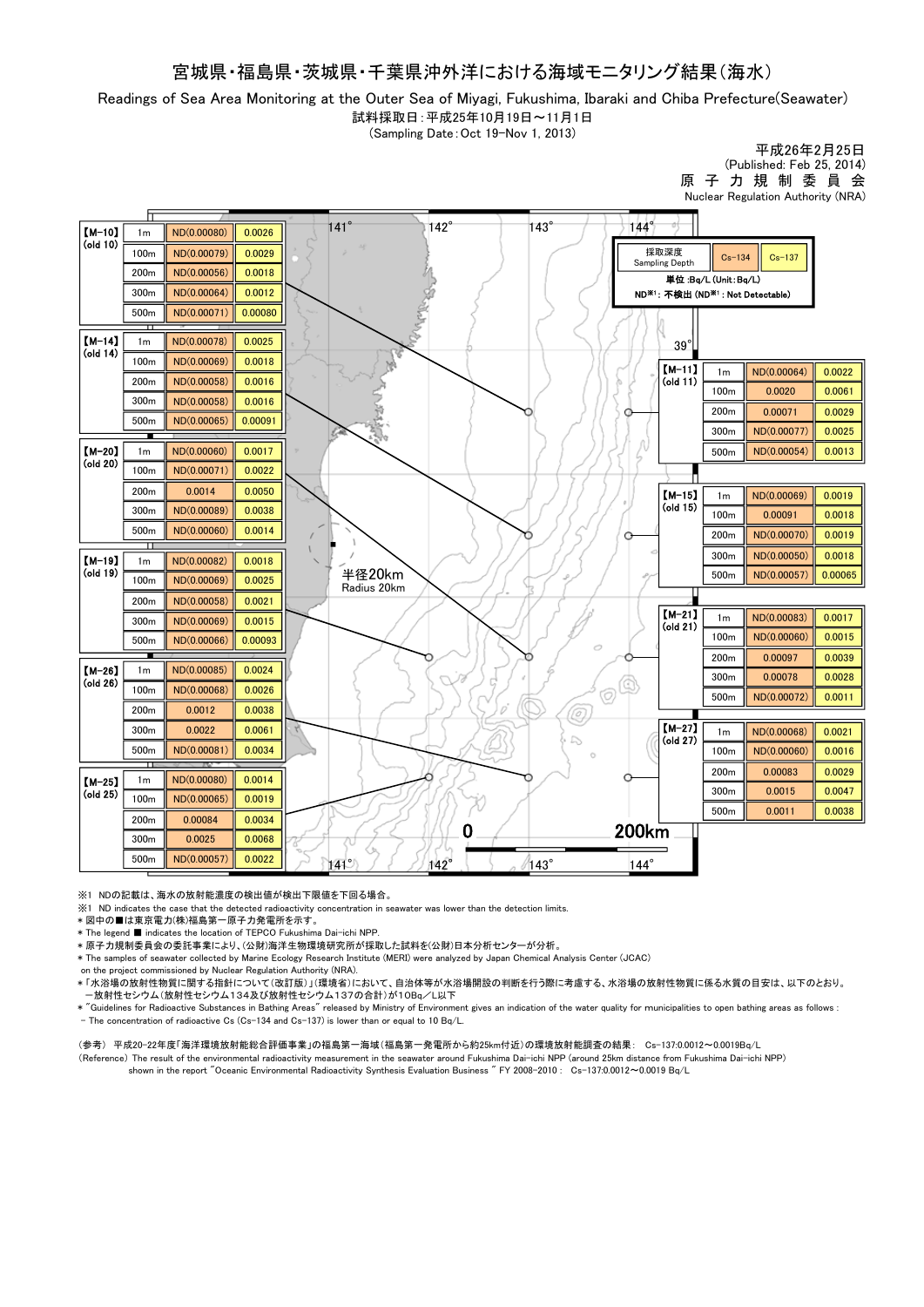# 宮城県・福島県・茨城県・千葉県沖外洋における海域モニタリング結果（海水）

Readings of Sea Area Monitoring at the Outer Sea of Miyagi, Fukushima, Ibaraki and Chiba Prefecture(Seawater)

試料採取日：平成25年10月19日～11月1日

（Sampling Date：Oct 19-Nov 1, 2013）

平成26年2月25日
(Published: Feb 25, 2014)
原子力規制委員会
Nuclear Regulation Authority (NRA)

単位：Bq/L (Unit：Bq/L)

ND※1：不検出 (ND※1：Not Detectable)

| 地点 | 採取深度 Sampling Depth | Cs-134 | Cs-137 |
|---|---|---|---|
| 【M-10】(old 10) | 1m | ND(0.00080) | 0.0026 |
| | 100m | ND(0.00079) | 0.0029 |
| | 200m | ND(0.00056) | 0.0018 |
| | 300m | ND(0.00064) | 0.0012 |
| | 500m | ND(0.00071) | 0.00080 |
| 【M-14】(old 14) | 1m | ND(0.00078) | 0.0025 |
| | 100m | ND(0.00069) | 0.0018 |
| | 200m | ND(0.00058) | 0.0016 |
| | 300m | ND(0.00058) | 0.0016 |
| | 500m | ND(0.00065) | 0.00091 |
| 【M-20】(old 20) | 1m | ND(0.00060) | 0.0017 |
| | 100m | ND(0.00071) | 0.0022 |
| | 200m | 0.0014 | 0.0050 |
| | 300m | ND(0.00089) | 0.0038 |
| | 500m | ND(0.00060) | 0.0014 |
| 【M-19】(old 19) | 1m | ND(0.00082) | 0.0018 |
| | 100m | ND(0.00069) | 0.0025 |
| | 200m | ND(0.00058) | 0.0021 |
| | 300m | ND(0.00069) | 0.0015 |
| | 500m | ND(0.00066) | 0.00093 |
| 【M-26】(old 26) | 1m | ND(0.00085) | 0.0024 |
| | 100m | ND(0.00068) | 0.0026 |
| | 200m | 0.0012 | 0.0038 |
| | 300m | 0.0022 | 0.0061 |
| | 500m | ND(0.00081) | 0.0034 |
| 【M-25】(old 25) | 1m | ND(0.00080) | 0.0014 |
| | 100m | ND(0.00065) | 0.0019 |
| | 200m | 0.00084 | 0.0034 |
| | 300m | 0.0025 | 0.0068 |
| | 500m | ND(0.00057) | 0.0022 |
| 【M-11】(old 11) | 1m | ND(0.00064) | 0.0022 |
| | 100m | 0.0020 | 0.0061 |
| | 200m | 0.00071 | 0.0029 |
| | 300m | ND(0.00077) | 0.0025 |
| | 500m | ND(0.00054) | 0.0013 |
| 【M-15】(old 15) | 1m | ND(0.00069) | 0.0019 |
| | 100m | 0.00091 | 0.0018 |
| | 200m | ND(0.00070) | 0.0019 |
| | 300m | ND(0.00050) | 0.0018 |
| | 500m | ND(0.00057) | 0.00065 |
| 【M-21】(old 21) | 1m | ND(0.00083) | 0.0017 |
| | 100m | ND(0.00060) | 0.0015 |
| | 200m | 0.00097 | 0.0039 |
| | 300m | 0.00078 | 0.0028 |
| | 500m | ND(0.00072) | 0.0011 |
| 【M-27】(old 27) | 1m | ND(0.00068) | 0.0021 |
| | 100m | ND(0.00060) | 0.0016 |
| | 200m | 0.00083 | 0.0029 |
| | 300m | 0.0015 | 0.0047 |
| | 500m | 0.0011 | 0.0038 |

141° 142° 143° 144°
39°
半径20km
Radius 20km
0 200km

※1 NDの記載は、海水の放射能濃度の検出値が検出下限値を下回る場合。

※1 ND indicates the case that the detected radioactivity concentration in seawater was lower than the detection limits.

＊図中の■は東京電力(株)福島第一原子力発電所を示す。

＊The legend ■ indicates the location of TEPCO Fukushima Dai-ichi NPP.

＊原子力規制委員会の委託事業により、(公財)海洋生物環境研究所が採取した試料を(公財)日本分析センターが分析。

＊The samples of seawater collected by Marine Ecology Research Institute (MERI) were analyzed by Japan Chemical Analysis Center (JCAC) on the project commissioned by Nuclear Regulation Authority (NRA).

＊「水浴場の放射性物質に関する指針について(改訂版)」(環境省)において、自治体等が水浴場開設の判断を行う際に考慮する、水浴場の放射性物質に係る水質の目安は、以下のとおり。
－放射性セシウム(放射性セシウム134及び放射性セシウム137の合計)が10Bq／L以下

＊"Guidelines for Radioactive Substances in Bathing Areas" released by Ministry of Environment gives an indication of the water quality for municipalities to open bathing areas as follows :
- The concentration of radioactive Cs (Cs-134 and Cs-137) is lower than or equal to 10 Bq/L.

(参考) 平成20-22年度「海洋環境放射能総合評価事業」の福島第一海域(福島第一発電所から約25km付近)の環境放射能調査の結果： Cs-137:0.0012～0.0019Bq/L

(Reference) The result of the environmental radioactivity measurement in the seawater around Fukushima Dai-ichi NPP (around 25km distance from Fukushima Dai-ichi NPP) shown in the report "Oceanic Environmental Radioactivity Synthesis Evaluation Business" FY 2008-2010 : Cs-137:0.0012～0.0019 Bq/L